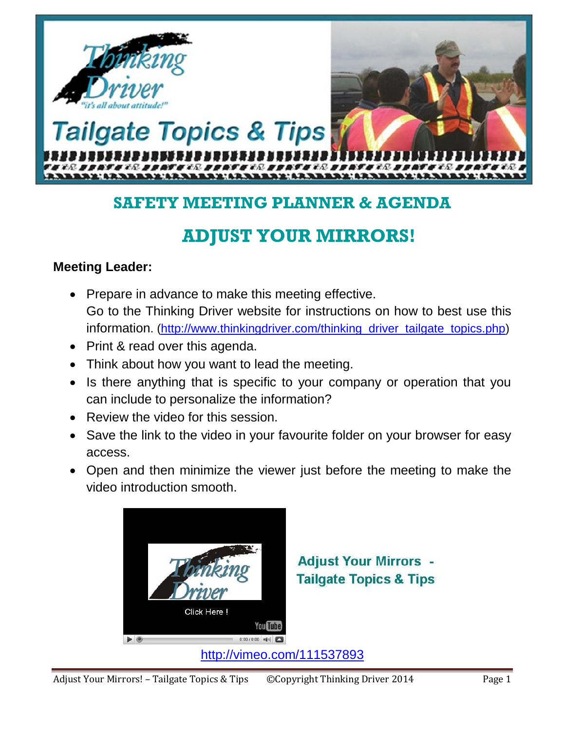# SAFETY MEETING PLANNER & AGENDA

## ADJUST YOUR MIRRORS!

**Meeting Leader:**

- Prepare in advance to make this meeting effective. Go to the Thinking Driver website for instructions on how to best use this information. (http://www.thinkingdriver.com/thinking_driver_tailgate_topics.php)
- Print & read over this agenda.
- Think about how you want to lead the meeting.
- Is there anything that is specific to your company or operation that you can include to personalize the information?
- Review the video for this session.
- Save the link to the video in your favourite folder on your browser for easy access.
- Open and then minimize the viewer just before the meeting to make the video introduction smooth.

Adjust Your Mirrors - Tailgate Topics & Tips

http://vimeo.com/111537893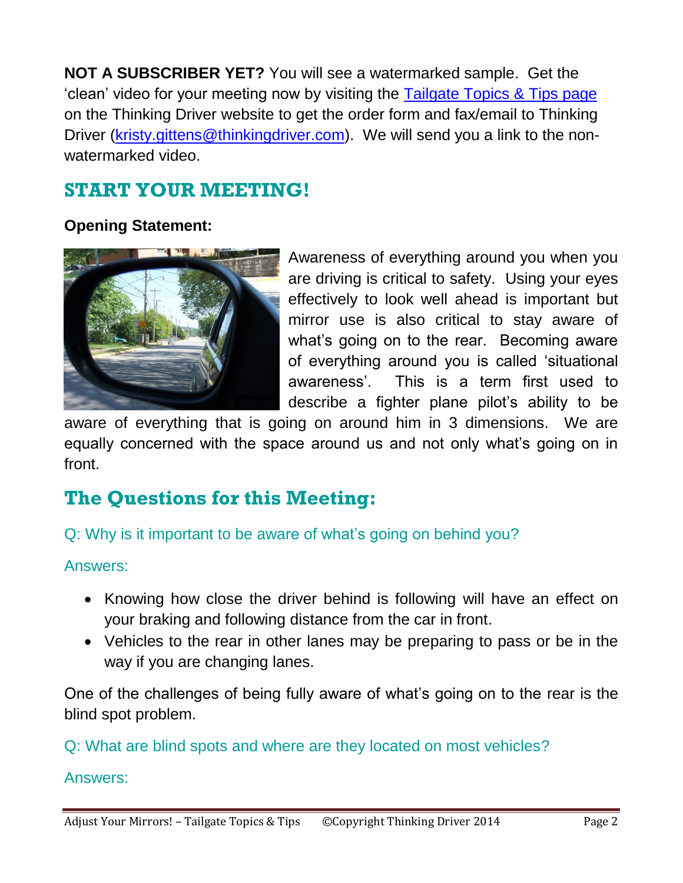**NOT A SUBSCRIBER YET?** You will see a watermarked sample. Get the 'clean' video for your meeting now by visiting the [Tailgate Topics & Tips page](#) on the Thinking Driver website to get the order form and fax/email to Thinking Driver ([kristy.gittens@thinkingdriver.com](mailto:kristy.gittens@thinkingdriver.com)). We will send you a link to the non-watermarked video.

## START YOUR MEETING!

**Opening Statement:**

Awareness of everything around you when you are driving is critical to safety. Using your eyes effectively to look well ahead is important but mirror use is also critical to stay aware of what's going on to the rear. Becoming aware of everything around you is called 'situational awareness'. This is a term first used to describe a fighter plane pilot's ability to be aware of everything that is going on around him in 3 dimensions. We are equally concerned with the space around us and not only what's going on in front.

## The Questions for this Meeting:

Q: Why is it important to be aware of what's going on behind you?

Answers:

- Knowing how close the driver behind is following will have an effect on your braking and following distance from the car in front.
- Vehicles to the rear in other lanes may be preparing to pass or be in the way if you are changing lanes.

One of the challenges of being fully aware of what's going on to the rear is the blind spot problem.

Q: What are blind spots and where are they located on most vehicles?

Answers: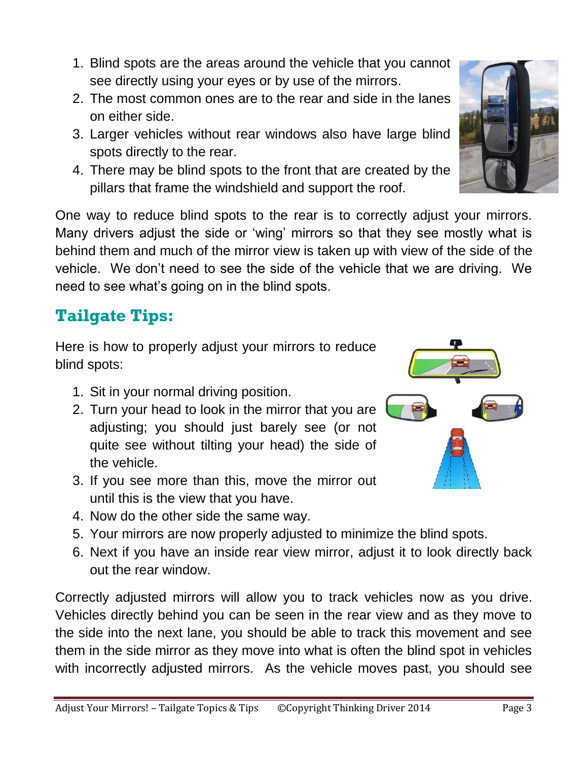1. Blind spots are the areas around the vehicle that you cannot see directly using your eyes or by use of the mirrors.
2. The most common ones are to the rear and side in the lanes on either side.
3. Larger vehicles without rear windows also have large blind spots directly to the rear.
4. There may be blind spots to the front that are created by the pillars that frame the windshield and support the roof.

One way to reduce blind spots to the rear is to correctly adjust your mirrors. Many drivers adjust the side or 'wing' mirrors so that they see mostly what is behind them and much of the mirror view is taken up with view of the side of the vehicle. We don't need to see the side of the vehicle that we are driving. We need to see what's going on in the blind spots.

## Tailgate Tips:

Here is how to properly adjust your mirrors to reduce blind spots:

1. Sit in your normal driving position.
2. Turn your head to look in the mirror that you are adjusting; you should just barely see (or not quite see without tilting your head) the side of the vehicle.
3. If you see more than this, move the mirror out until this is the view that you have.
4. Now do the other side the same way.
5. Your mirrors are now properly adjusted to minimize the blind spots.
6. Next if you have an inside rear view mirror, adjust it to look directly back out the rear window.

Correctly adjusted mirrors will allow you to track vehicles now as you drive. Vehicles directly behind you can be seen in the rear view and as they move to the side into the next lane, you should be able to track this movement and see them in the side mirror as they move into what is often the blind spot in vehicles with incorrectly adjusted mirrors. As the vehicle moves past, you should see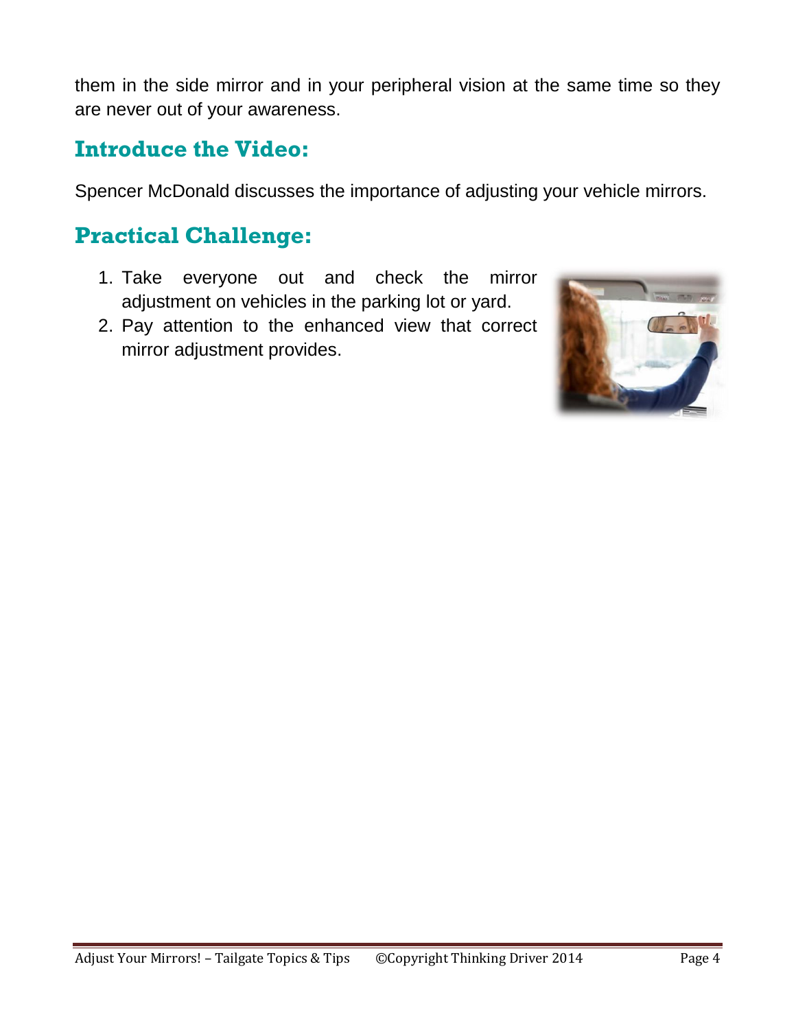them in the side mirror and in your peripheral vision at the same time so they are never out of your awareness.

## Introduce the Video:

Spencer McDonald discusses the importance of adjusting your vehicle mirrors.

## Practical Challenge:

1. Take everyone out and check the mirror adjustment on vehicles in the parking lot or yard.
2. Pay attention to the enhanced view that correct mirror adjustment provides.